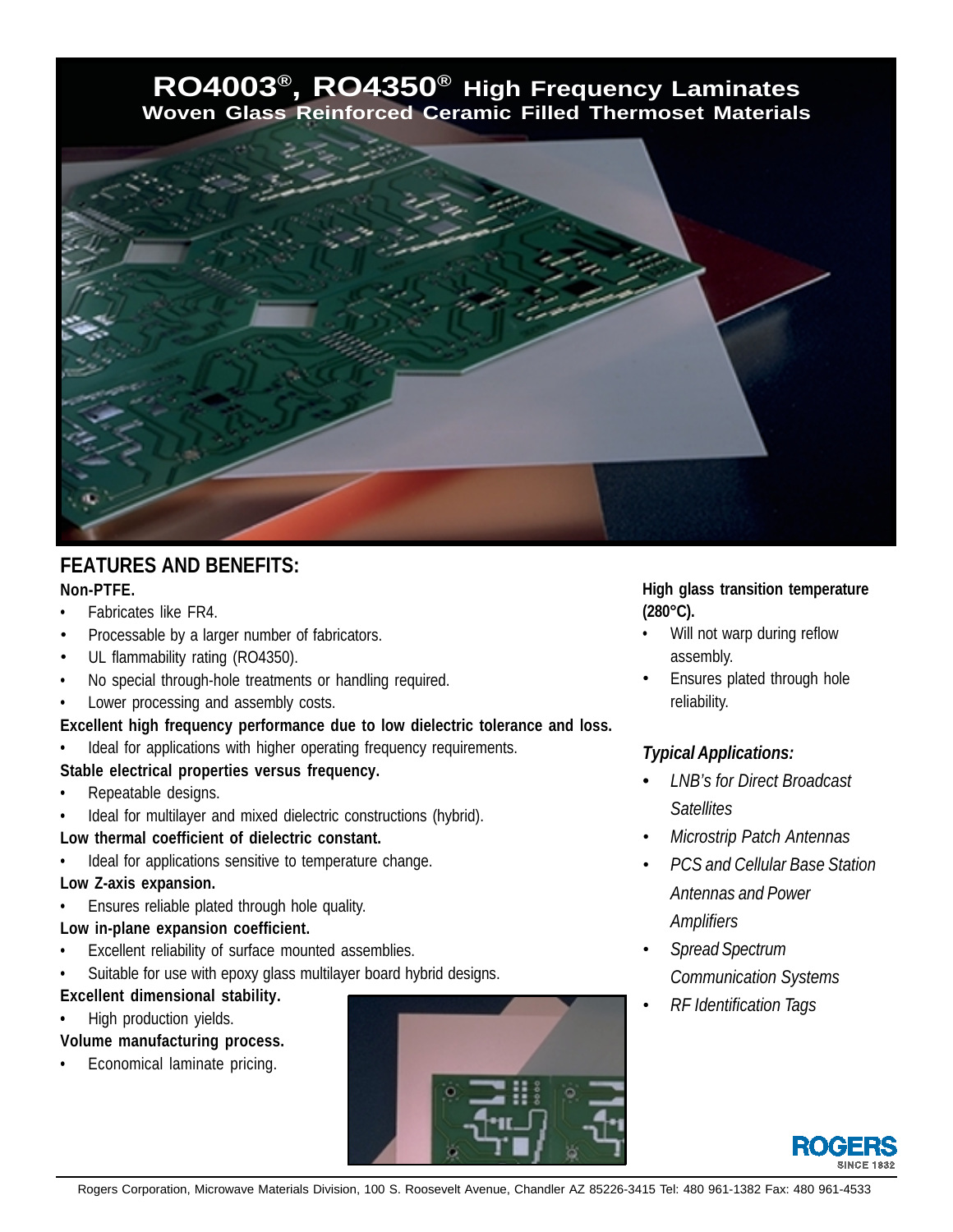# RO4003®, RO4350® High Frequency Laminates

## Woven Glass Reinforced Ceramic Filled Thermoset Materials

## FEATURES AND BENEFITS:

**Non-PTFE.**

- Fabricates like FR4.
- Processable by a larger number of fabricators.
- UL flammability rating (RO4350).
- No special through-hole treatments or handling required.
- Lower processing and assembly costs.

**Excellent high frequency performance due to low dielectric tolerance and loss.**

- Ideal for applications with higher operating frequency requirements.

**Stable electrical properties versus frequency.**

- Repeatable designs.
- Ideal for multilayer and mixed dielectric constructions (hybrid).

**Low thermal coefficient of dielectric constant.**

- Ideal for applications sensitive to temperature change.

**Low Z-axis expansion.**

- Ensures reliable plated through hole quality.

**Low in-plane expansion coefficient.**

- Excellent reliability of surface mounted assemblies.
- Suitable for use with epoxy glass multilayer board hybrid designs.

**Excellent dimensional stability.**

- High production yields.

**Volume manufacturing process.**

- Economical laminate pricing.

**High glass transition temperature (280°C).**

- Will not warp during reflow assembly.
- Ensures plated through hole reliability.

### *Typical Applications:*

- *LNB's for Direct Broadcast Satellites*
- *Microstrip Patch Antennas*
- *PCS and Cellular Base Station Antennas and Power Amplifiers*
- *Spread Spectrum Communication Systems*
- *RF Identification Tags*

ROGERS SINCE 1832

Rogers Corporation, Microwave Materials Division, 100 S. Roosevelt Avenue, Chandler AZ 85226-3415 Tel: 480 961-1382 Fax: 480 961-4533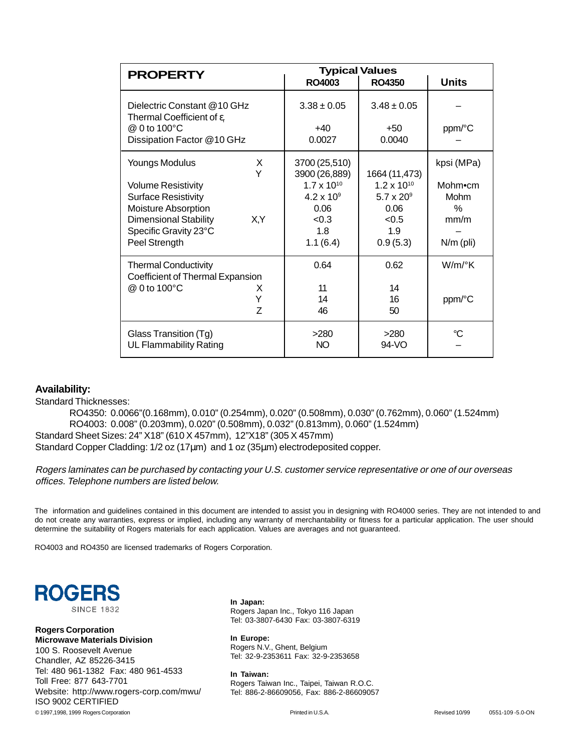| PROPERTY | | Typical Values | | |
|---|---|---|---|---|
| | | RO4003 | RO4350 | Units |
| Dielectric Constant @10 GHz | | 3.38 ± 0.05 | 3.48 ± 0.05 | – |
| Thermal Coefficient of $\varepsilon_r$ @ 0 to 100°C | | +40 | +50 | ppm/°C |
| Dissipation Factor @10 GHz | | 0.0027 | 0.0040 | – |
| Youngs Modulus | X | 3700 (25,510) | | kpsi (MPa) |
| | Y | 3900 (26,889) | 1664 (11,473) | |
| Volume Resistivity | | $1.7 \times 10^{10}$ | $1.2 \times 10^{10}$ | Mohm•cm |
| Surface Resistivity | | $4.2 \times 10^{9}$ | $5.7 \times 20^{9}$ | Mohm |
| Moisture Absorption | | 0.06 | 0.06 | % |
| Dimensional Stability | X,Y | <0.3 | <0.5 | mm/m |
| Specific Gravity 23°C | | 1.8 | 1.9 | – |
| Peel Strength | | 1.1 (6.4) | 0.9 (5.3) | N/m (pli) |
| Thermal Conductivity | | 0.64 | 0.62 | W/m/°K |
| Coefficient of Thermal Expansion @ 0 to 100°C | X | 11 | 14 | |
| | Y | 14 | 16 | ppm/°C |
| | Z | 46 | 50 | |
| Glass Transition (Tg) | | >280 | >280 | °C |
| UL Flammability Rating | | NO | 94-VO | – |

## Availability:

Standard Thicknesses:

RO4350: 0.0066"(0.168mm), 0.010" (0.254mm), 0.020" (0.508mm), 0.030" (0.762mm), 0.060" (1.524mm)

RO4003: 0.008" (0.203mm), 0.020" (0.508mm), 0.032" (0.813mm), 0.060" (1.524mm)

Standard Sheet Sizes: 24" X18" (610 X 457mm), 12"X18" (305 X 457mm)

Standard Copper Cladding: 1/2 oz (17µm) and 1 oz (35µm) electrodeposited copper.

*Rogers laminates can be purchased by contacting your U.S. customer service representative or one of our overseas offices. Telephone numbers are listed below.*

The information and guidelines contained in this document are intended to assist you in designing with RO4000 series. They are not intended to and do not create any warranties, express or implied, including any warranty of merchantability or fitness for a particular application. The user should determine the suitability of Rogers materials for each application. Values are averages and not guaranteed.

RO4003 and RO4350 are licensed trademarks of Rogers Corporation.

**ROGERS**
SINCE 1832

**Rogers Corporation**
**Microwave Materials Division**
100 S. Roosevelt Avenue
Chandler, AZ 85226-3415
Tel: 480 961-1382 Fax: 480 961-4533
Toll Free: 877 643-7701
Website: http://www.rogers-corp.com/mwu/
ISO 9002 CERTIFIED

**In Japan:**
Rogers Japan Inc., Tokyo 116 Japan
Tel: 03-3807-6430 Fax: 03-3807-6319

**In Europe:**
Rogers N.V., Ghent, Belgium
Tel: 32-9-2353611 Fax: 32-9-2353658

**In Taiwan:**
Rogers Taiwan Inc., Taipei, Taiwan R.O.C.
Tel: 886-2-86609056, Fax: 886-2-86609057

© 1997,1998, 1999 Rogers Corporation  Printed in U.S.A.  Revised 10/99  0551-109-5.0-ON